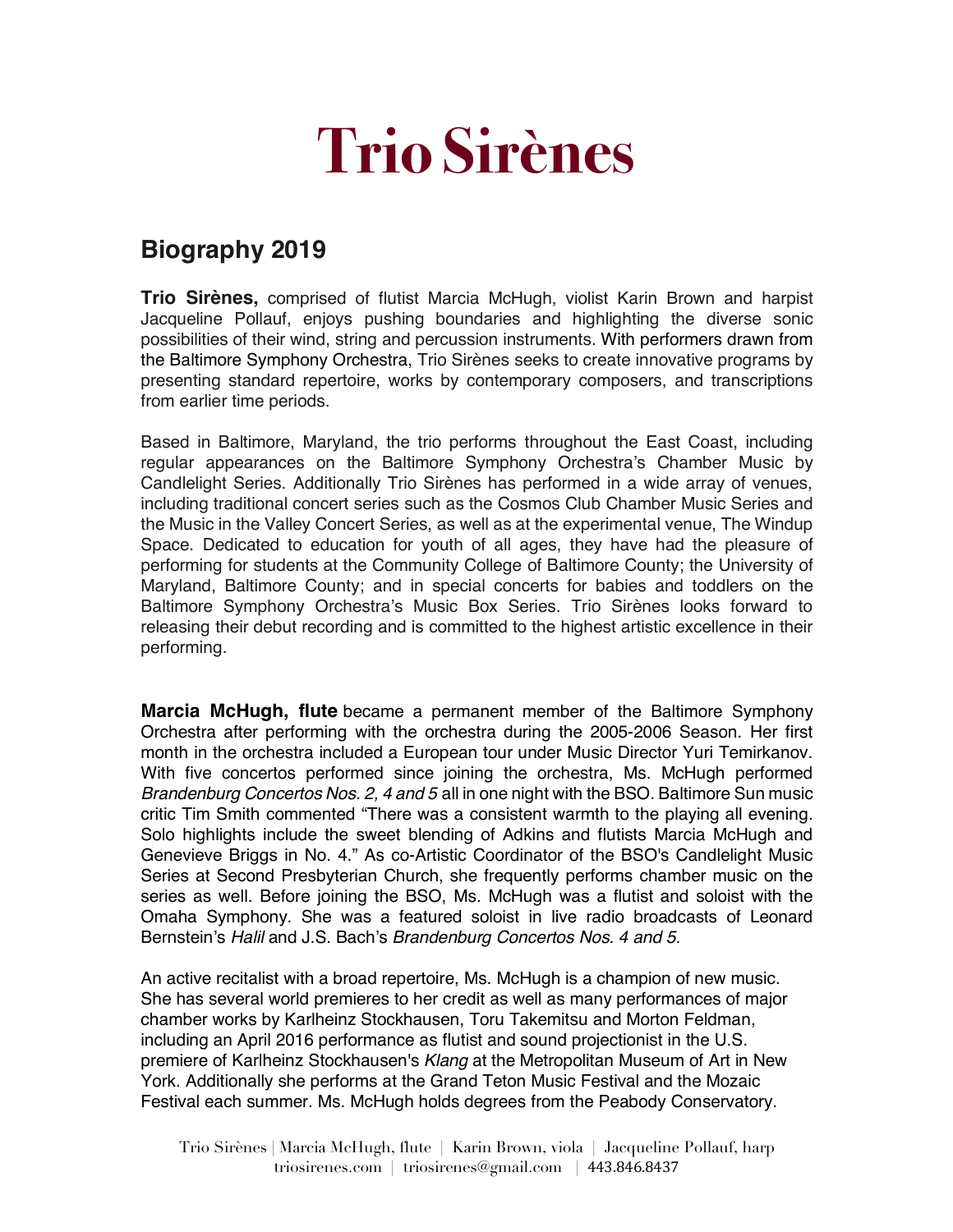# Trio Sirènes

## Biography 2019

**Trio Sirènes,** comprised of flutist Marcia McHugh, violist Karin Brown and harpist Jacqueline Pollauf, enjoys pushing boundaries and highlighting the diverse sonic possibilities of their wind, string and percussion instruments. With performers drawn from the Baltimore Symphony Orchestra, Trio Sirènes seeks to create innovative programs by presenting standard repertoire, works by contemporary composers, and transcriptions from earlier time periods.

Based in Baltimore, Maryland, the trio performs throughout the East Coast, including regular appearances on the Baltimore Symphony Orchestra's Chamber Music by Candlelight Series. Additionally Trio Sirènes has performed in a wide array of venues, including traditional concert series such as the Cosmos Club Chamber Music Series and the Music in the Valley Concert Series, as well as at the experimental venue, The Windup Space. Dedicated to education for youth of all ages, they have had the pleasure of performing for students at the Community College of Baltimore County; the University of Maryland, Baltimore County; and in special concerts for babies and toddlers on the Baltimore Symphony Orchestra's Music Box Series. Trio Sirènes looks forward to releasing their debut recording and is committed to the highest artistic excellence in their performing.

**Marcia McHugh, flute** became a permanent member of the Baltimore Symphony Orchestra after performing with the orchestra during the 2005-2006 Season. Her first month in the orchestra included a European tour under Music Director Yuri Temirkanov. With five concertos performed since joining the orchestra, Ms. McHugh performed *Brandenburg Concertos Nos. 2, 4 and 5* all in one night with the BSO. Baltimore Sun music critic Tim Smith commented "There was a consistent warmth to the playing all evening. Solo highlights include the sweet blending of Adkins and flutists Marcia McHugh and Genevieve Briggs in No. 4." As co-Artistic Coordinator of the BSO's Candlelight Music Series at Second Presbyterian Church, she frequently performs chamber music on the series as well. Before joining the BSO, Ms. McHugh was a flutist and soloist with the Omaha Symphony. She was a featured soloist in live radio broadcasts of Leonard Bernstein's *Halil* and J.S. Bach's *Brandenburg Concertos Nos. 4 and 5*.

An active recitalist with a broad repertoire, Ms. McHugh is a champion of new music. She has several world premieres to her credit as well as many performances of major chamber works by Karlheinz Stockhausen, Toru Takemitsu and Morton Feldman, including an April 2016 performance as flutist and sound projectionist in the U.S. premiere of Karlheinz Stockhausen's *Klang* at the Metropolitan Museum of Art in New York. Additionally she performs at the Grand Teton Music Festival and the Mozaic Festival each summer. Ms. McHugh holds degrees from the Peabody Conservatory.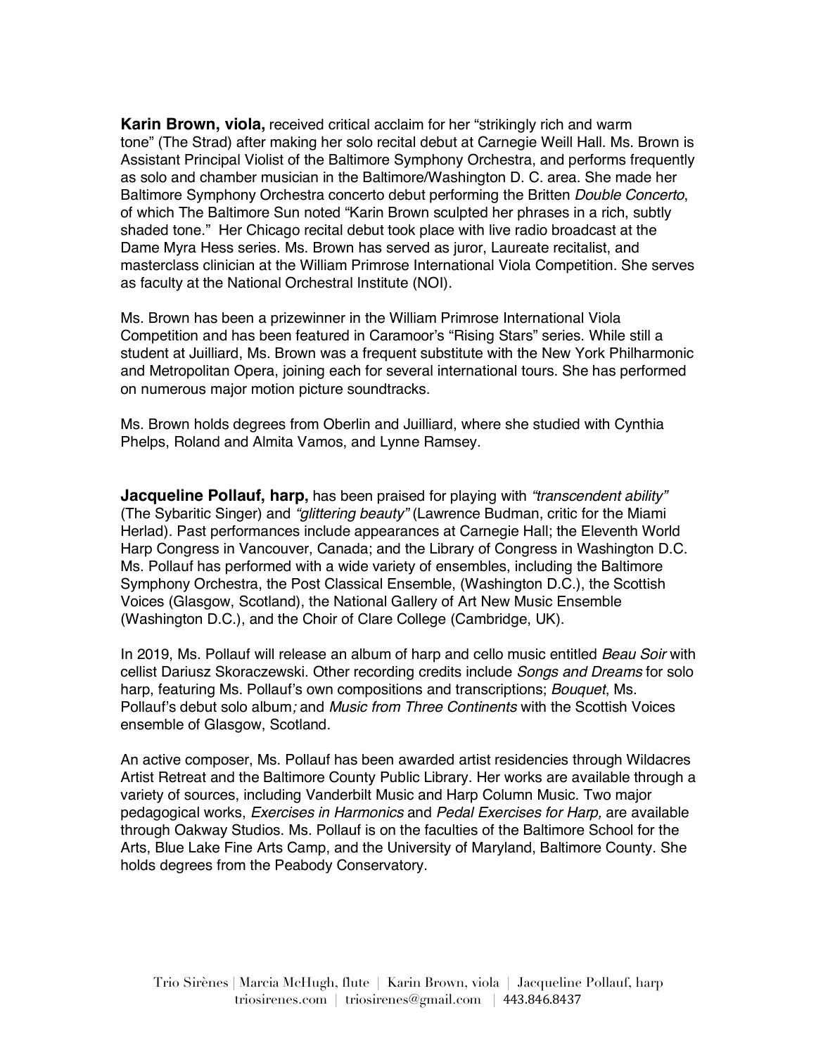**Karin Brown, viola,** received critical acclaim for her "strikingly rich and warm tone" (The Strad) after making her solo recital debut at Carnegie Weill Hall. Ms. Brown is Assistant Principal Violist of the Baltimore Symphony Orchestra, and performs frequently as solo and chamber musician in the Baltimore/Washington D. C. area. She made her Baltimore Symphony Orchestra concerto debut performing the Britten *Double Concerto*, of which The Baltimore Sun noted "Karin Brown sculpted her phrases in a rich, subtly shaded tone." Her Chicago recital debut took place with live radio broadcast at the Dame Myra Hess series. Ms. Brown has served as juror, Laureate recitalist, and masterclass clinician at the William Primrose International Viola Competition. She serves as faculty at the National Orchestral Institute (NOI).

Ms. Brown has been a prizewinner in the William Primrose International Viola Competition and has been featured in Caramoor's "Rising Stars" series. While still a student at Juilliard, Ms. Brown was a frequent substitute with the New York Philharmonic and Metropolitan Opera, joining each for several international tours. She has performed on numerous major motion picture soundtracks.

Ms. Brown holds degrees from Oberlin and Juilliard, where she studied with Cynthia Phelps, Roland and Almita Vamos, and Lynne Ramsey.

**Jacqueline Pollauf, harp,** has been praised for playing with *"transcendent ability"* (The Sybaritic Singer) and *"glittering beauty"* (Lawrence Budman, critic for the Miami Herlad). Past performances include appearances at Carnegie Hall; the Eleventh World Harp Congress in Vancouver, Canada; and the Library of Congress in Washington D.C. Ms. Pollauf has performed with a wide variety of ensembles, including the Baltimore Symphony Orchestra, the Post Classical Ensemble, (Washington D.C.), the Scottish Voices (Glasgow, Scotland), the National Gallery of Art New Music Ensemble (Washington D.C.), and the Choir of Clare College (Cambridge, UK).

In 2019, Ms. Pollauf will release an album of harp and cello music entitled *Beau Soir* with cellist Dariusz Skoraczewski. Other recording credits include *Songs and Dreams* for solo harp, featuring Ms. Pollauf's own compositions and transcriptions; *Bouquet*, Ms. Pollauf's debut solo album*;* and *Music from Three Continents* with the Scottish Voices ensemble of Glasgow, Scotland.

An active composer, Ms. Pollauf has been awarded artist residencies through Wildacres Artist Retreat and the Baltimore County Public Library. Her works are available through a variety of sources, including Vanderbilt Music and Harp Column Music. Two major pedagogical works, *Exercises in Harmonics* and *Pedal Exercises for Harp,* are available through Oakway Studios. Ms. Pollauf is on the faculties of the Baltimore School for the Arts, Blue Lake Fine Arts Camp, and the University of Maryland, Baltimore County. She holds degrees from the Peabody Conservatory.